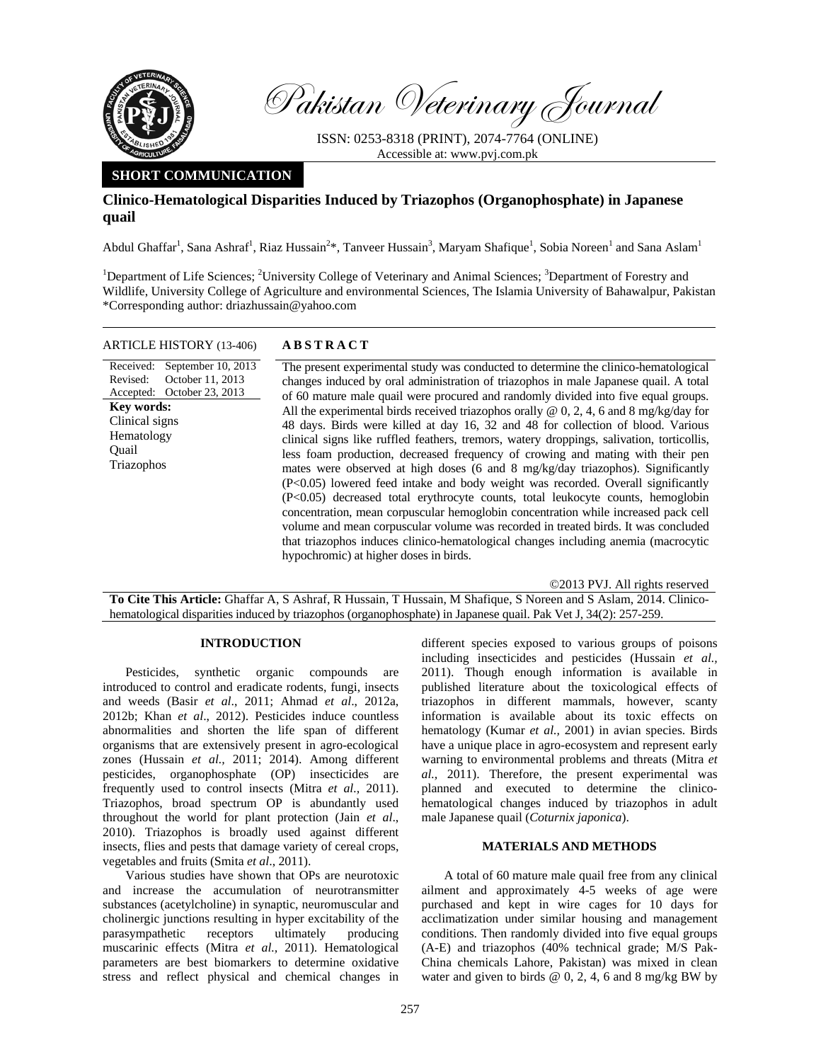Pakistan Veterinary Journal

ISSN: 0253-8318 (PRINT), 2074-7764 (ONLINE)
Accessible at: www.pvj.com.pk

**SHORT COMMUNICATION**

# Clinico-Hematological Disparities Induced by Triazophos (Organophosphate) in Japanese quail

Abdul Ghaffar[1], Sana Ashraf[1], Riaz Hussain[2]*, Tanveer Hussain[3], Maryam Shafique[1], Sobia Noreen[1] and Sana Aslam[1]

[1]Department of Life Sciences; [2]University College of Veterinary and Animal Sciences; [3]Department of Forestry and Wildlife, University College of Agriculture and environmental Sciences, The Islamia University of Bahawalpur, Pakistan
*Corresponding author: driazhussain@yahoo.com

**ARTICLE HISTORY** (13-406)

Received: September 10, 2013
Revised: October 11, 2013
Accepted: October 23, 2013

**Key words:**
Clinical signs
Hematology
Quail
Triazophos

## ABSTRACT

The present experimental study was conducted to determine the clinico-hematological changes induced by oral administration of triazophos in male Japanese quail. A total of 60 mature male quail were procured and randomly divided into five equal groups. All the experimental birds received triazophos orally @ 0, 2, 4, 6 and 8 mg/kg/day for 48 days. Birds were killed at day 16, 32 and 48 for collection of blood. Various clinical signs like ruffled feathers, tremors, watery droppings, salivation, torticollis, less foam production, decreased frequency of crowing and mating with their pen mates were observed at high doses (6 and 8 mg/kg/day triazophos). Significantly ($P<0.05$) lowered feed intake and body weight was recorded. Overall significantly ($P<0.05$) decreased total erythrocyte counts, total leukocyte counts, hemoglobin concentration, mean corpuscular hemoglobin concentration while increased pack cell volume and mean corpuscular volume was recorded in treated birds. It was concluded that triazophos induces clinico-hematological changes including anemia (macrocytic hypochromic) at higher doses in birds.

©2013 PVJ. All rights reserved

**To Cite This Article:** Ghaffar A, S Ashraf, R Hussain, T Hussain, M Shafique, S Noreen and S Aslam, 2014. Clinico-hematological disparities induced by triazophos (organophosphate) in Japanese quail. Pak Vet J, 34(2): 257-259.

## INTRODUCTION

Pesticides, synthetic organic compounds are introduced to control and eradicate rodents, fungi, insects and weeds (Basir *et al*., 2011; Ahmad *et al*., 2012a, 2012b; Khan *et al*., 2012). Pesticides induce countless abnormalities and shorten the life span of different organisms that are extensively present in agro-ecological zones (Hussain *et al*., 2011; 2014). Among different pesticides, organophosphate (OP) insecticides are frequently used to control insects (Mitra *et al.,* 2011). Triazophos, broad spectrum OP is abundantly used throughout the world for plant protection (Jain *et al*., 2010). Triazophos is broadly used against different insects, flies and pests that damage variety of cereal crops, vegetables and fruits (Smita *et al*., 2011).

Various studies have shown that OPs are neurotoxic and increase the accumulation of neurotransmitter substances (acetylcholine) in synaptic, neuromuscular and cholinergic junctions resulting in hyper excitability of the parasympathetic receptors ultimately producing muscarinic effects (Mitra *et al.,* 2011). Hematological parameters are best biomarkers to determine oxidative stress and reflect physical and chemical changes in different species exposed to various groups of poisons including insecticides and pesticides (Hussain *et al.,* 2011). Though enough information is available in published literature about the toxicological effects of triazophos in different mammals, however, scanty information is available about its toxic effects on hematology (Kumar *et al.,* 2001) in avian species. Birds have a unique place in agro-ecosystem and represent early warning to environmental problems and threats (Mitra *et al.,* 2011). Therefore, the present experimental was planned and executed to determine the clinico-hematological changes induced by triazophos in adult male Japanese quail (*Coturnix japonica*).

## MATERIALS AND METHODS

A total of 60 mature male quail free from any clinical ailment and approximately 4-5 weeks of age were purchased and kept in wire cages for 10 days for acclimatization under similar housing and management conditions. Then randomly divided into five equal groups (A-E) and triazophos (40% technical grade; M/S Pak-China chemicals Lahore, Pakistan) was mixed in clean water and given to birds @ 0, 2, 4, 6 and 8 mg/kg BW by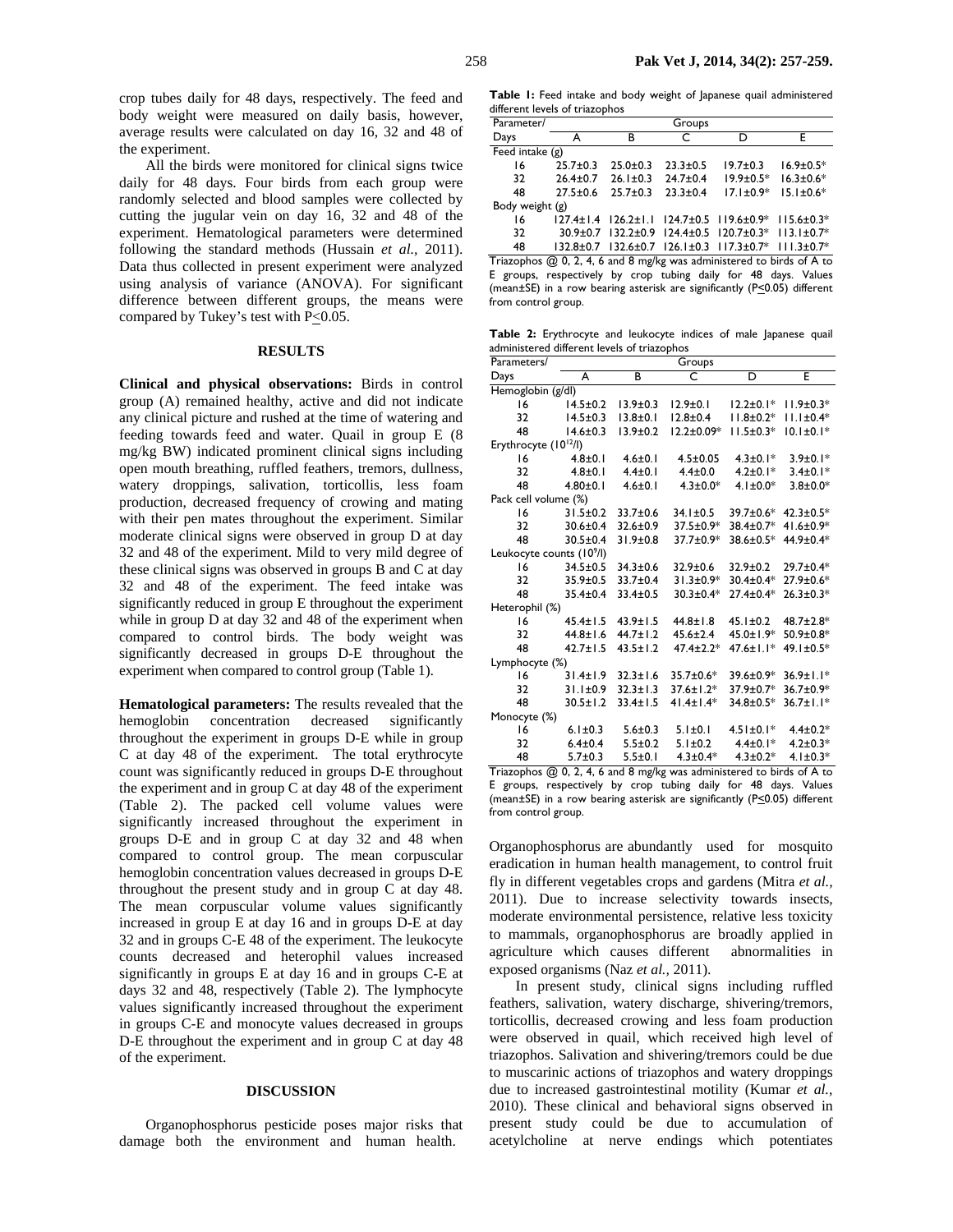crop tubes daily for 48 days, respectively. The feed and body weight were measured on daily basis, however, average results were calculated on day 16, 32 and 48 of the experiment.

All the birds were monitored for clinical signs twice daily for 48 days. Four birds from each group were randomly selected and blood samples were collected by cutting the jugular vein on day 16, 32 and 48 of the experiment. Hematological parameters were determined following the standard methods (Hussain *et al.*, 2011). Data thus collected in present experiment were analyzed using analysis of variance (ANOVA). For significant difference between different groups, the means were compared by Tukey's test with P≤0.05.

## RESULTS

**Clinical and physical observations:** Birds in control group (A) remained healthy, active and did not indicate any clinical picture and rushed at the time of watering and feeding towards feed and water. Quail in group E (8 mg/kg BW) indicated prominent clinical signs including open mouth breathing, ruffled feathers, tremors, dullness, watery droppings, salivation, torticollis, less foam production, decreased frequency of crowing and mating with their pen mates throughout the experiment. Similar moderate clinical signs were observed in group D at day 32 and 48 of the experiment. Mild to very mild degree of these clinical signs was observed in groups B and C at day 32 and 48 of the experiment. The feed intake was significantly reduced in group E throughout the experiment while in group D at day 32 and 48 of the experiment when compared to control birds. The body weight was significantly decreased in groups D-E throughout the experiment when compared to control group (Table 1).

**Hematological parameters:** The results revealed that the hemoglobin concentration decreased significantly throughout the experiment in groups D-E while in group C at day 48 of the experiment. The total erythrocyte count was significantly reduced in groups D-E throughout the experiment and in group C at day 48 of the experiment (Table 2). The packed cell volume values were significantly increased throughout the experiment in groups D-E and in group C at day 32 and 48 when compared to control group. The mean corpuscular hemoglobin concentration values decreased in groups D-E throughout the present study and in group C at day 48. The mean corpuscular volume values significantly increased in group E at day 16 and in groups D-E at day 32 and in groups C-E 48 of the experiment. The leukocyte counts decreased and heterophil values increased significantly in groups E at day 16 and in groups C-E at days 32 and 48, respectively (Table 2). The lymphocyte values significantly increased throughout the experiment in groups C-E and monocyte values decreased in groups D-E throughout the experiment and in group C at day 48 of the experiment.

**Table 1:** Feed intake and body weight of Japanese quail administered different levels of triazophos

| Parameter/ Days | A | B | C | D | E |
|---|---|---|---|---|---|
| Feed intake (g) | | | | | |
| 16 | 25.7±0.3 | 25.0±0.3 | 23.3±0.5 | 19.7±0.3 | 16.9±0.5* |
| 32 | 26.4±0.7 | 26.1±0.3 | 24.7±0.4 | 19.9±0.5* | 16.3±0.6* |
| 48 | 27.5±0.6 | 25.7±0.3 | 23.3±0.4 | 17.1±0.9* | 15.1±0.6* |
| Body weight (g) | | | | | |
| 16 | 127.4±1.4 | 126.2±1.1 | 124.7±0.5 | 119.6±0.9* | 115.6±0.3* |
| 32 | 30.9±0.7 | 132.2±0.9 | 124.4±0.5 | 120.7±0.3* | 113.1±0.7* |
| 48 | 132.8±0.7 | 132.6±0.7 | 126.1±0.3 | 117.3±0.7* | 111.3±0.7* |

Triazophos @ 0, 2, 4, 6 and 8 mg/kg was administered to birds of A to E groups, respectively by crop tubing daily for 48 days. Values (mean±SE) in a row bearing asterisk are significantly (P≤0.05) different from control group.

**Table 2:** Erythrocyte and leukocyte indices of male Japanese quail administered different levels of triazophos

| Parameters/ Days | A | B | C | D | E |
|---|---|---|---|---|---|
| Hemoglobin (g/dl) | | | | | |
| 16 | 14.5±0.2 | 13.9±0.3 | 12.9±0.1 | 12.2±0.1* | 11.9±0.3* |
| 32 | 14.5±0.3 | 13.8±0.1 | 12.8±0.4 | 11.8±0.2* | 11.1±0.4* |
| 48 | 14.6±0.3 | 13.9±0.2 | 12.2±0.09* | 11.5±0.3* | 10.1±0.1* |
| Erythrocyte ($10^{12}$/l) | | | | | |
| 16 | 4.8±0.1 | 4.6±0.1 | 4.5±0.05 | 4.3±0.1* | 3.9±0.1* |
| 32 | 4.8±0.1 | 4.4±0.1 | 4.4±0.0 | 4.2±0.1* | 3.4±0.1* |
| 48 | 4.80±0.1 | 4.6±0.1 | 4.3±0.0* | 4.1±0.0* | 3.8±0.0* |
| Pack cell volume (%) | | | | | |
| 16 | 31.5±0.2 | 33.7±0.6 | 34.1±0.5 | 39.7±0.6* | 42.3±0.5* |
| 32 | 30.6±0.4 | 32.6±0.9 | 37.5±0.9* | 38.4±0.7* | 41.6±0.9* |
| 48 | 30.5±0.4 | 31.9±0.8 | 37.7±0.9* | 38.6±0.5* | 44.9±0.4* |
| Leukocyte counts ($10^9$/l) | | | | | |
| 16 | 34.5±0.5 | 34.3±0.6 | 32.9±0.6 | 32.9±0.2 | 29.7±0.4* |
| 32 | 35.9±0.5 | 33.7±0.4 | 31.3±0.9* | 30.4±0.4* | 27.9±0.6* |
| 48 | 35.4±0.4 | 33.4±0.5 | 30.3±0.4* | 27.4±0.4* | 26.3±0.3* |
| Heterophil (%) | | | | | |
| 16 | 45.4±1.5 | 43.9±1.5 | 44.8±1.8 | 45.1±0.2 | 48.7±2.8* |
| 32 | 44.8±1.6 | 44.7±1.2 | 45.6±2.4 | 45.0±1.9* | 50.9±0.8* |
| 48 | 42.7±1.5 | 43.5±1.2 | 47.4±2.2* | 47.6±1.1* | 49.1±0.5* |
| Lymphocyte (%) | | | | | |
| 16 | 31.4±1.9 | 32.3±1.6 | 35.7±0.6* | 39.6±0.9* | 36.9±1.1* |
| 32 | 31.1±0.9 | 32.3±1.3 | 37.6±1.2* | 37.9±0.7* | 36.7±0.9* |
| 48 | 30.5±1.2 | 33.4±1.5 | 41.4±1.4* | 34.8±0.5* | 36.7±1.1* |
| Monocyte (%) | | | | | |
| 16 | 6.1±0.3 | 5.6±0.3 | 5.1±0.1 | 4.51±0.1* | 4.4±0.2* |
| 32 | 6.4±0.4 | 5.5±0.2 | 5.1±0.2 | 4.4±0.1* | 4.2±0.3* |
| 48 | 5.7±0.3 | 5.5±0.1 | 4.3±0.4* | 4.3±0.2* | 4.1±0.3* |

Triazophos @ 0, 2, 4, 6 and 8 mg/kg was administered to birds of A to E groups, respectively by crop tubing daily for 48 days. Values (mean±SE) in a row bearing asterisk are significantly (P≤0.05) different from control group.

## DISCUSSION

Organophosphorus pesticide poses major risks that damage both the environment and human health. Organophosphorus are abundantly used for mosquito eradication in human health management, to control fruit fly in different vegetables crops and gardens (Mitra *et al.*, 2011). Due to increase selectivity towards insects, moderate environmental persistence, relative less toxicity to mammals, organophosphorus are broadly applied in agriculture which causes different abnormalities in exposed organisms (Naz *et al.*, 2011).

In present study, clinical signs including ruffled feathers, salivation, watery discharge, shivering/tremors, torticollis, decreased crowing and less foam production were observed in quail, which received high level of triazophos. Salivation and shivering/tremors could be due to muscarinic actions of triazophos and watery droppings due to increased gastrointestinal motility (Kumar *et al.*, 2010). These clinical and behavioral signs observed in present study could be due to accumulation of acetylcholine at nerve endings which potentiates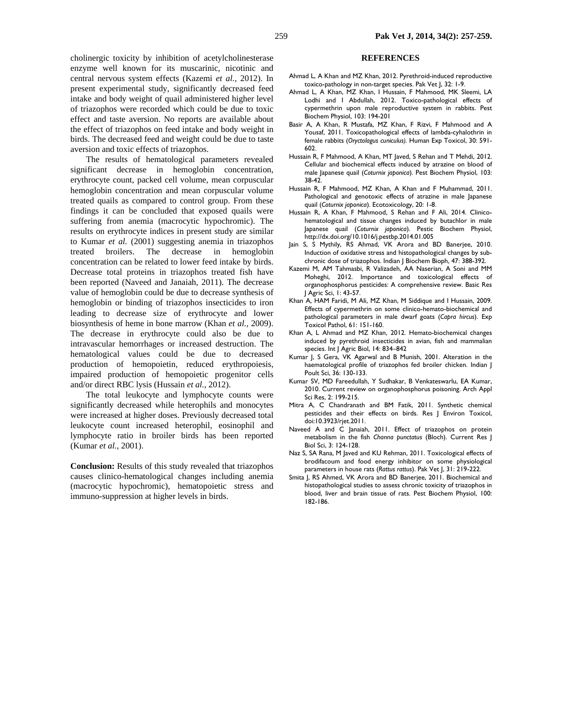cholinergic toxicity by inhibition of acetylcholinesterase enzyme well known for its muscarinic, nicotinic and central nervous system effects (Kazemi *et al.*, 2012). In present experimental study, significantly decreased feed intake and body weight of quail administered higher level of triazophos were recorded which could be due to toxic effect and taste aversion. No reports are available about the effect of triazophos on feed intake and body weight in birds. The decreased feed and weight could be due to taste aversion and toxic effects of triazophos.

The results of hematological parameters revealed significant decrease in hemoglobin concentration, erythrocyte count, packed cell volume, mean corpuscular hemoglobin concentration and mean corpuscular volume treated quails as compared to control group. From these findings it can be concluded that exposed quails were suffering from anemia (macrocytic hypochromic). The results on erythrocyte indices in present study are similar to Kumar *et al.* (2001) suggesting anemia in triazophos treated broilers. The decrease in hemoglobin concentration can be related to lower feed intake by birds. Decrease total proteins in triazophos treated fish have been reported (Naveed and Janaiah, 2011). The decrease value of hemoglobin could be due to decrease synthesis of hemoglobin or binding of triazophos insecticides to iron leading to decrease size of erythrocyte and lower biosynthesis of heme in bone marrow (Khan *et al.*, 2009). The decrease in erythrocyte could also be due to intravascular hemorrhages or increased destruction. The hematological values could be due to decreased production of hemopoietin, reduced erythropoiesis, impaired production of hemopoietic progenitor cells and/or direct RBC lysis (Hussain *et al*., 2012).

The total leukocyte and lymphocyte counts were significantly decreased while heterophils and monocytes were increased at higher doses. Previously decreased total leukocyte count increased heterophil, eosinophil and lymphocyte ratio in broiler birds has been reported (Kumar *et al.*, 2001).

**Conclusion:** Results of this study revealed that triazophos causes clinico-hematological changes including anemia (macrocytic hypochromic), hematopoietic stress and immuno-suppression at higher levels in birds.

## REFERENCES

Ahmad L, A Khan and MZ Khan, 2012. Pyrethroid-induced reproductive toxico-pathology in non-target species. Pak Vet J, 32: 1-9.

Ahmad L, A Khan, MZ Khan, I Hussain, F Mahmood, MK Sleemi, LA Lodhi and I Abdullah, 2012. Toxico-pathological effects of cypermethrin upon male reproductive system in rabbits. Pest Biochem Physiol, 103: 194-201

Basir A, A Khan, R Mustafa, MZ Khan, F Rizvi, F Mahmood and A Yousaf, 2011. Toxicopathological effects of lambda-cyhalothrin in female rabbits (*Oryctolagus cuniculus*). Human Exp Toxicol, 30: 591-602.

Hussain R, F Mahmood, A Khan, MT Javed, S Rehan and T Mehdi, 2012. Cellular and biochemical effects induced by atrazine on blood of male Japanese quail (*Coturnix japonica*). Pest Biochem Physiol, 103: 38-42.

Hussain R, F Mahmood, MZ Khan, A Khan and F Muhammad, 2011. Pathological and genotoxic effects of atrazine in male Japanese quail (*Coturnix japonica*). Ecotoxicology, 20: 1-8.

Hussain R, A Khan, F Mahmood, S Rehan and F Ali, 2014. Clinico-hematological and tissue changes induced by butachlor in male Japanese quail (*Coturnix japonica*). Pestic Biochem Physiol, http://dx.doi.org/10.1016/j.pestbp.2014.01.005

Jain S, S Mythily, RS Ahmad, VK Arora and BD Banerjee, 2010. Induction of oxidative stress and histopathological changes by sub-chronic dose of triazophos. Indian J Biochem Bioph, 47: 388-392.

Kazemi M, AM Tahmasbi, R Valizadeh, AA Naserian, A Soni and MM Moheghi, 2012. Importance and toxicological effects of organophosphorus pesticides: A comprehensive review. Basic Res J Agric Sci, 1: 43-57.

Khan A, HAM Faridi, M Ali, MZ Khan, M Siddique and I Hussain, 2009. Effects of cypermethrin on some clinico-hemato-biochemical and pathological parameters in male dwarf goats (*Capra hircus*). Exp Toxicol Pathol, 61: 151-160.

Khan A, L Ahmad and MZ Khan, 2012. Hemato-biochemical changes induced by pyrethroid insecticides in avian, fish and mammalian species. Int J Agric Biol, 14: 834–842

Kumar J, S Gera, VK Agarwal and B Munish, 2001. Alteration in the haematological profile of triazophos fed broiler chicken. Indian J Poult Sci, 36: 130-133.

Kumar SV, MD Fareedullah, Y Sudhakar, B Venkateswarlu, EA Kumar, 2010. Current review on organophosphorus poisoning. Arch Appl Sci Res, 2: 199-215.

Mitra A, C Chandranath and BM Fatik, 2011. Synthetic chemical pesticides and their effects on birds. Res J Environ Toxicol, doi:10.3923/rjet.2011.

Naveed A and C Janaiah, 2011. Effect of triazophos on protein metabolism in the fish *Channa punctatus* (Bloch). Current Res J Biol Sci, 3: 124-128.

Naz S, SA Rana, M Javed and KU Rehman, 2011. Toxicological effects of brodifacoum and food energy inhibitor on some physiological parameters in house rats (*Rattus rattus*). Pak Vet J, 31: 219-222.

Smita J, RS Ahmed, VK Arora and BD Banerjee, 2011. Biochemical and histopathological studies to assess chronic toxicity of triazophos in blood, liver and brain tissue of rats. Pest Biochem Physiol, 100: 182-186.